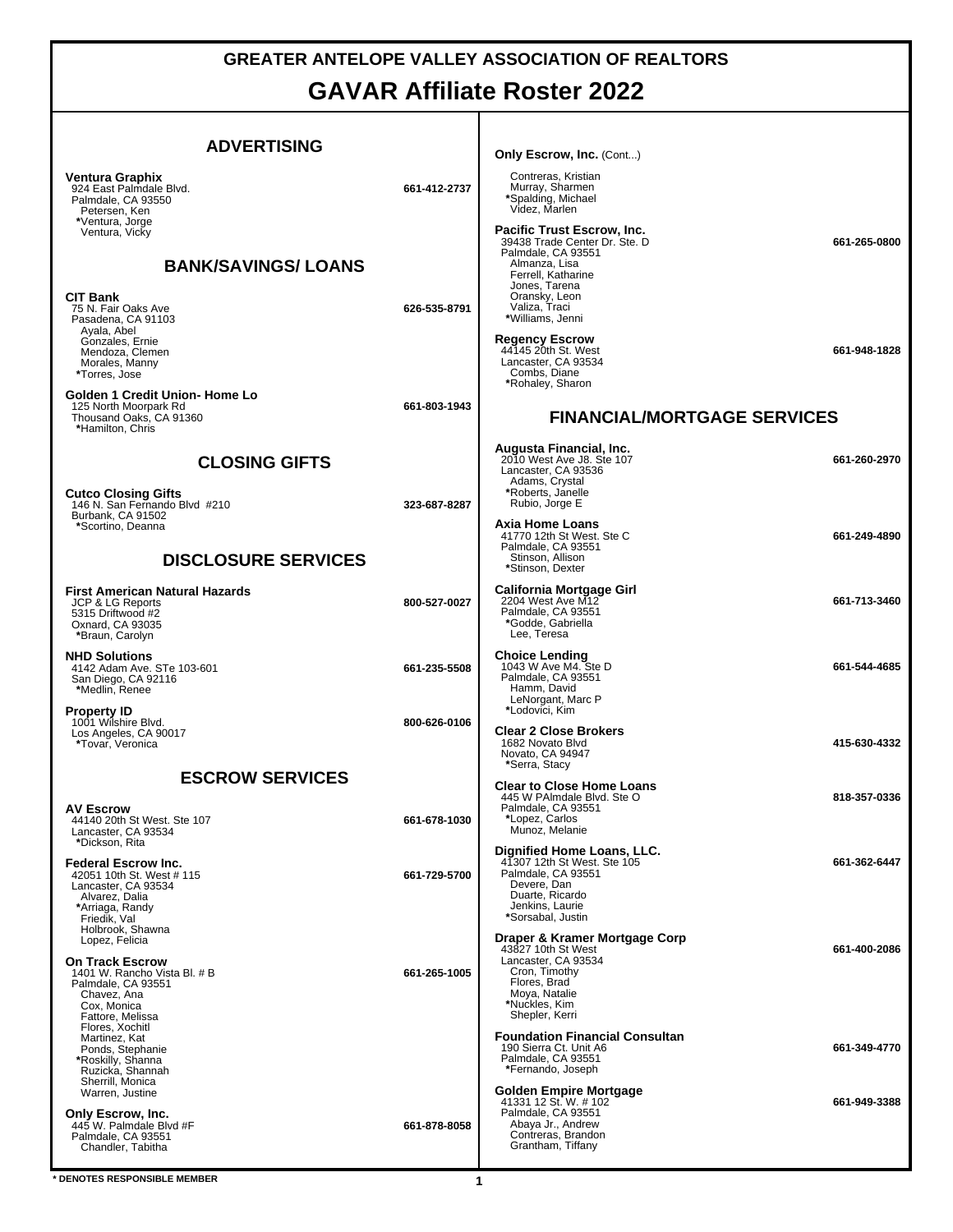# GREATER ANTELOPE VALLEY ASSOCIATION OF REALTORS

# GAVAR Affiliate Roster 2022

## ADVERTISING

**Ventura Graphix** — 661-412-2737
924 East Palmdale Blvd.
Palmdale, CA 93550
Petersen, Ken
*Ventura, Jorge
Ventura, Vicky

## BANK/SAVINGS/ LOANS

**CIT Bank** — 626-535-8791
75 N. Fair Oaks Ave
Pasadena, CA 91103
Ayala, Abel
Gonzales, Ernie
Mendoza, Clemen
Morales, Manny
*Torres, Jose

**Golden 1 Credit Union- Home Lo** — 661-803-1943
125 North Moorpark Rd
Thousand Oaks, CA 91360
*Hamilton, Chris

## CLOSING GIFTS

**Cutco Closing Gifts** — 323-687-8287
146 N. San Fernando Blvd #210
Burbank, CA 91502
*Scortino, Deanna

## DISCLOSURE SERVICES

**First American Natural Hazards** — 800-527-0027
JCP & LG Reports
5315 Driftwood #2
Oxnard, CA 93035
*Braun, Carolyn

**NHD Solutions** — 661-235-5508
4142 Adam Ave. STe 103-601
San Diego, CA 92116
*Medlin, Renee

**Property ID** — 800-626-0106
1001 Wilshire Blvd.
Los Angeles, CA 90017
*Tovar, Veronica

## ESCROW SERVICES

**AV Escrow** — 661-678-1030
44140 20th St West. Ste 107
Lancaster, CA 93534
*Dickson, Rita

**Federal Escrow Inc.** — 661-729-5700
42051 10th St. West # 115
Lancaster, CA 93534
Alvarez, Dalia
*Arriaga, Randy
Friedik, Val
Holbrook, Shawna
Lopez, Felicia

**On Track Escrow** — 661-265-1005
1401 W. Rancho Vista Bl. # B
Palmdale, CA 93551
Chavez, Ana
Cox, Monica
Fattore, Melissa
Flores, Xochitl
Martinez, Kat
Ponds, Stephanie
*Roskilly, Shanna
Ruzicka, Shannah
Sherrill, Monica
Warren, Justine

**Only Escrow, Inc.** — 661-878-8058
445 W. Palmdale Blvd #F
Palmdale, CA 93551
Chandler, Tabitha

**Only Escrow, Inc.** (Cont...)
Contreras, Kristian
Murray, Sharmen
*Spalding, Michael
Videz, Marlen

**Pacific Trust Escrow, Inc.** — 661-265-0800
39438 Trade Center Dr. Ste. D
Palmdale, CA 93551
Almanza, Lisa
Ferrell, Katharine
Jones, Tarena
Oransky, Leon
Valiza, Traci
*Williams, Jenni

**Regency Escrow** — 661-948-1828
44145 20th St. West
Lancaster, CA 93534
Combs, Diane
*Rohaley, Sharon

## FINANCIAL/MORTGAGE SERVICES

**Augusta Financial, Inc.** — 661-260-2970
2010 West Ave J8. Ste 107
Lancaster, CA 93536
Adams, Crystal
*Roberts, Janelle
Rubio, Jorge E

**Axia Home Loans** — 661-249-4890
41770 12th St West. Ste C
Palmdale, CA 93551
Stinson, Allison
*Stinson, Dexter

**California Mortgage Girl** — 661-713-3460
2204 West Ave M12
Palmdale, CA 93551
*Godde, Gabriella
Lee, Teresa

**Choice Lending** — 661-544-4685
1043 W Ave M4. Ste D
Palmdale, CA 93551
Hamm, David
LeNorgant, Marc P
*Lodovici, Kim

**Clear 2 Close Brokers** — 415-630-4332
1682 Novato Blvd
Novato, CA 94947
*Serra, Stacy

**Clear to Close Home Loans** — 818-357-0336
445 W PAlmdale Blvd. Ste O
Palmdale, CA 93551
*Lopez, Carlos
Munoz, Melanie

**Dignified Home Loans, LLC.** — 661-362-6447
41307 12th St West. Ste 105
Palmdale, CA 93551
Devere, Dan
Duarte, Ricardo
Jenkins, Laurie
*Sorsabal, Justin

**Draper & Kramer Mortgage Corp** — 661-400-2086
43827 10th St West
Lancaster, CA 93534
Cron, Timothy
Flores, Brad
Moya, Natalie
*Nuckles, Kim
Shepler, Kerri

**Foundation Financial Consultan** — 661-349-4770
190 Sierra Ct. Unit A6
Palmdale, CA 93551
*Fernando, Joseph

**Golden Empire Mortgage** — 661-949-3388
41331 12 St. W. # 102
Palmdale, CA 93551
Abaya Jr., Andrew
Contreras, Brandon
Grantham, Tiffany

* DENOTES RESPONSIBLE MEMBER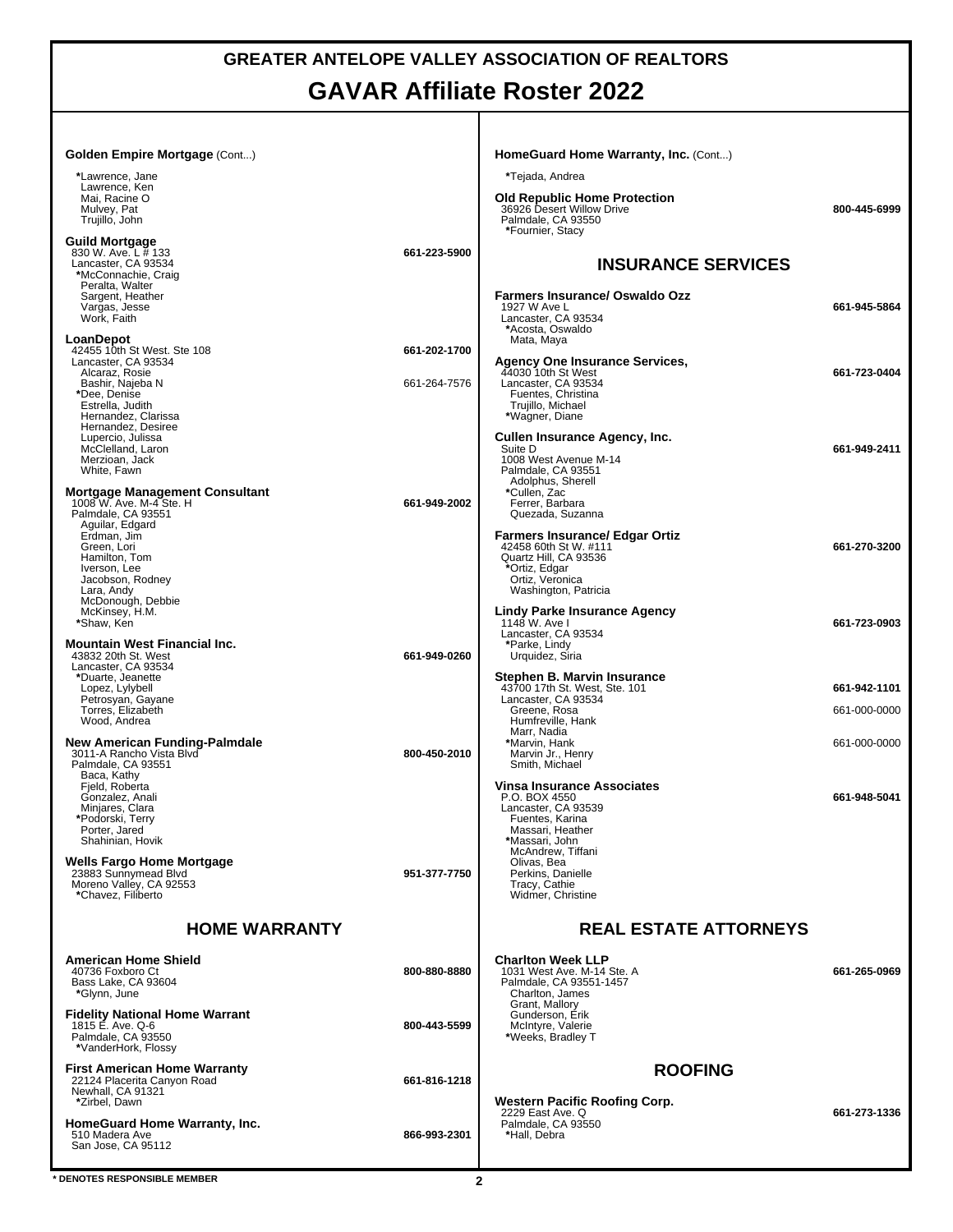# GREATER ANTELOPE VALLEY ASSOCIATION OF REALTORS

## GAVAR Affiliate Roster 2022

**Golden Empire Mortgage** (Cont...)
*Lawrence, Jane
Lawrence, Ken
Mai, Racine O
Mulvey, Pat
Trujillo, John

**Guild Mortgage** — **661-223-5900**
830 W. Ave. L # 133
Lancaster, CA 93534
*McConnachie, Craig
Peralta, Walter
Sargent, Heather
Vargas, Jesse
Work, Faith

**LoanDepot** — **661-202-1700**
42455 10th St West. Ste 108
Lancaster, CA 93534
Alcaraz, Rosie
Bashir, Najeba N — 661-264-7576
*Dee, Denise
Estrella, Judith
Hernandez, Clarissa
Hernandez, Desiree
Lupercio, Julissa
McClelland, Laron
Merzioan, Jack
White, Fawn

**Mortgage Management Consultant** — **661-949-2002**
1008 W. Ave. M-4 Ste. H
Palmdale, CA 93551
Aguilar, Edgard
Erdman, Jim
Green, Lori
Hamilton, Tom
Iverson, Lee
Jacobson, Rodney
Lara, Andy
McDonough, Debbie
McKinsey, H.M.
*Shaw, Ken

**Mountain West Financial Inc.** — **661-949-0260**
43832 20th St. West
Lancaster, CA 93534
*Duarte, Jeanette
Lopez, Lylybell
Petrosyan, Gayane
Torres, Elizabeth
Wood, Andrea

**New American Funding-Palmdale** — **800-450-2010**
3011-A Rancho Vista Blvd
Palmdale, CA 93551
Baca, Kathy
Fjeld, Roberta
Gonzalez, Anali
Minjares, Clara
*Podorski, Terry
Porter, Jared
Shahinian, Hovik

**Wells Fargo Home Mortgage** — **951-377-7750**
23883 Sunnymead Blvd
Moreno Valley, CA 92553
*Chavez, Filiberto

## HOME WARRANTY

**American Home Shield** — **800-880-8880**
40736 Foxboro Ct
Bass Lake, CA 93604
*Glynn, June

**Fidelity National Home Warrant** — **800-443-5599**
1815 E. Ave. Q-6
Palmdale, CA 93550
*VanderHork, Flossy

**First American Home Warranty** — **661-816-1218**
22124 Placerita Canyon Road
Newhall, CA 91321
*Zirbel, Dawn

**HomeGuard Home Warranty, Inc.** — **866-993-2301**
510 Madera Ave
San Jose, CA 95112

**HomeGuard Home Warranty, Inc.** (Cont...)
*Tejada, Andrea

**Old Republic Home Protection** — **800-445-6999**
36926 Desert Willow Drive
Palmdale, CA 93550
*Fournier, Stacy

## INSURANCE SERVICES

**Farmers Insurance/ Oswaldo Ozz** — **661-945-5864**
1927 W Ave L
Lancaster, CA 93534
*Acosta, Oswaldo
Mata, Maya

**Agency One Insurance Services,** — **661-723-0404**
44030 10th St West
Lancaster, CA 93534
Fuentes, Christina
Trujillo, Michael
*Wagner, Diane

**Cullen Insurance Agency, Inc.** — **661-949-2411**
Suite D
1008 West Avenue M-14
Palmdale, CA 93551
Adolphus, Sherell
*Cullen, Zac
Ferrer, Barbara
Quezada, Suzanna

**Farmers Insurance/ Edgar Ortiz** — **661-270-3200**
42458 60th St W. #111
Quartz Hill, CA 93536
*Ortiz, Edgar
Ortiz, Veronica
Washington, Patricia

**Lindy Parke Insurance Agency** — **661-723-0903**
1148 W. Ave I
Lancaster, CA 93534
*Parke, Lindy
Urquidez, Siria

**Stephen B. Marvin Insurance** — **661-942-1101**
43700 17th St. West, Ste. 101
Lancaster, CA 93534
Greene, Rosa — 661-000-0000
Humfreville, Hank
Marr, Nadia
*Marvin, Hank — 661-000-0000
Marvin Jr., Henry
Smith, Michael

**Vinsa Insurance Associates** — **661-948-5041**
P.O. BOX 4550
Lancaster, CA 93539
Fuentes, Karina
Massari, Heather
*Massari, John
McAndrew, Tiffani
Olivas, Bea
Perkins, Danielle
Tracy, Cathie
Widmer, Christine

## REAL ESTATE ATTORNEYS

**Charlton Week LLP** — **661-265-0969**
1031 West Ave. M-14 Ste. A
Palmdale, CA 93551-1457
Charlton, James
Grant, Mallory
Gunderson, Erik
McIntyre, Valerie
*Weeks, Bradley T

## ROOFING

**Western Pacific Roofing Corp.** — **661-273-1336**
2229 East Ave. Q
Palmdale, CA 93550
*Hall, Debra

\* DENOTES RESPONSIBLE MEMBER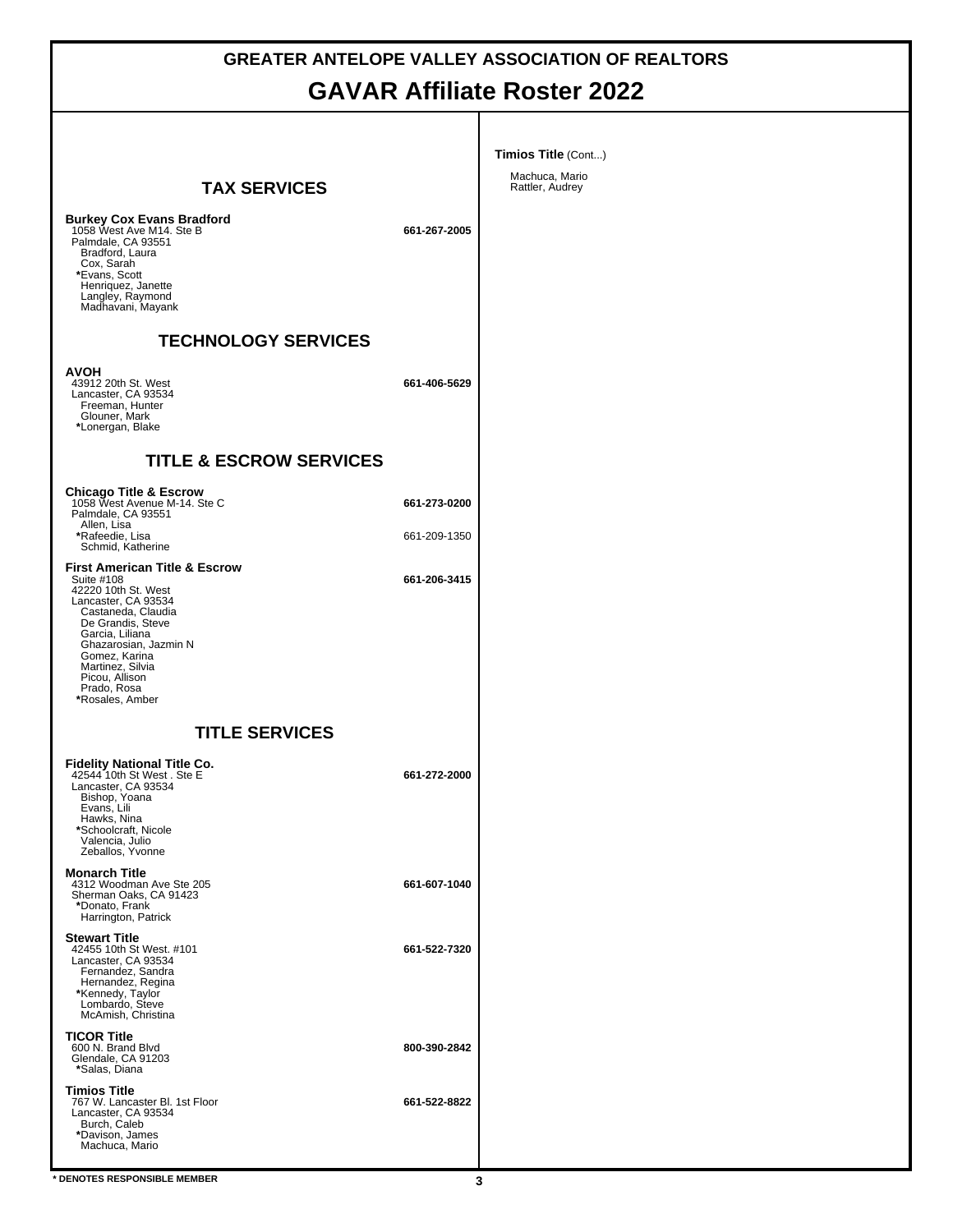# GREATER ANTELOPE VALLEY ASSOCIATION OF REALTORS

## GAVAR Affiliate Roster 2022

### TAX SERVICES

**Burkey Cox Evans Bradford** — **661-267-2005**
1058 West Ave M14. Ste B
Palmdale, CA 93551
Bradford, Laura
Cox, Sarah
*Evans, Scott
Henriquez, Janette
Langley, Raymond
Madhavani, Mayank

### TECHNOLOGY SERVICES

**AVOH** — **661-406-5629**
43912 20th St. West
Lancaster, CA 93534
Freeman, Hunter
Glouner, Mark
*Lonergan, Blake

### TITLE & ESCROW SERVICES

**Chicago Title & Escrow** — **661-273-0200**
1058 West Avenue M-14. Ste C
Palmdale, CA 93551
Allen, Lisa
*Rafeedie, Lisa — 661-209-1350
Schmid, Katherine

**First American Title & Escrow** — **661-206-3415**
Suite #108
42220 10th St. West
Lancaster, CA 93534
Castaneda, Claudia
De Grandis, Steve
Garcia, Liliana
Ghazarosian, Jazmin N
Gomez, Karina
Martinez, Silvia
Picou, Allison
Prado, Rosa
*Rosales, Amber

### TITLE SERVICES

**Fidelity National Title Co.** — **661-272-2000**
42544 10th St West . Ste E
Lancaster, CA 93534
Bishop, Yoana
Evans, Lili
Hawks, Nina
*Schoolcraft, Nicole
Valencia, Julio
Zeballos, Yvonne

**Monarch Title** — **661-607-1040**
4312 Woodman Ave Ste 205
Sherman Oaks, CA 91423
*Donato, Frank
Harrington, Patrick

**Stewart Title** — **661-522-7320**
42455 10th St West. #101
Lancaster, CA 93534
Fernandez, Sandra
Hernandez, Regina
*Kennedy, Taylor
Lombardo, Steve
McAmish, Christina

**TICOR Title** — **800-390-2842**
600 N. Brand Blvd
Glendale, CA 91203
*Salas, Diana

**Timios Title** — **661-522-8822**
767 W. Lancaster Bl. 1st Floor
Lancaster, CA 93534
Burch, Caleb
*Davison, James
Machuca, Mario

**Timios Title** (Cont...)
Machuca, Mario
Rattler, Audrey

\* DENOTES RESPONSIBLE MEMBER